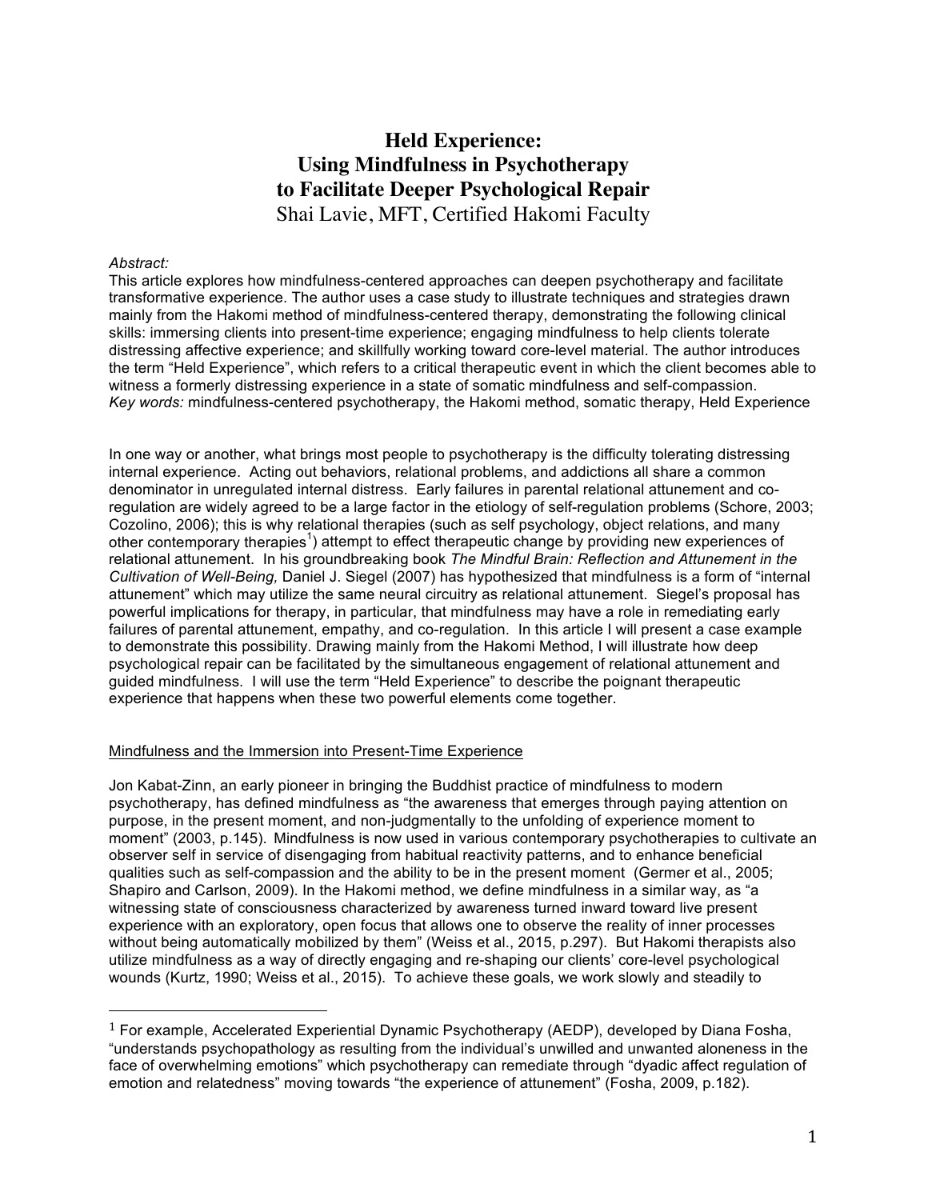# Held Experience: Using Mindfulness in Psychotherapy to Facilitate Deeper Psychological Repair

Shai Lavie, MFT, Certified Hakomi Faculty

*Abstract:*
This article explores how mindfulness-centered approaches can deepen psychotherapy and facilitate transformative experience. The author uses a case study to illustrate techniques and strategies drawn mainly from the Hakomi method of mindfulness-centered therapy, demonstrating the following clinical skills: immersing clients into present-time experience; engaging mindfulness to help clients tolerate distressing affective experience; and skillfully working toward core-level material. The author introduces the term "Held Experience", which refers to a critical therapeutic event in which the client becomes able to witness a formerly distressing experience in a state of somatic mindfulness and self-compassion.
*Key words:* mindfulness-centered psychotherapy, the Hakomi method, somatic therapy, Held Experience

In one way or another, what brings most people to psychotherapy is the difficulty tolerating distressing internal experience. Acting out behaviors, relational problems, and addictions all share a common denominator in unregulated internal distress. Early failures in parental relational attunement and co-regulation are widely agreed to be a large factor in the etiology of self-regulation problems (Schore, 2003; Cozolino, 2006); this is why relational therapies (such as self psychology, object relations, and many other contemporary therapies[1]) attempt to effect therapeutic change by providing new experiences of relational attunement. In his groundbreaking book *The Mindful Brain: Reflection and Attunement in the Cultivation of Well-Being,* Daniel J. Siegel (2007) has hypothesized that mindfulness is a form of "internal attunement" which may utilize the same neural circuitry as relational attunement. Siegel's proposal has powerful implications for therapy, in particular, that mindfulness may have a role in remediating early failures of parental attunement, empathy, and co-regulation. In this article I will present a case example to demonstrate this possibility. Drawing mainly from the Hakomi Method, I will illustrate how deep psychological repair can be facilitated by the simultaneous engagement of relational attunement and guided mindfulness. I will use the term "Held Experience" to describe the poignant therapeutic experience that happens when these two powerful elements come together.

## Mindfulness and the Immersion into Present-Time Experience

Jon Kabat-Zinn, an early pioneer in bringing the Buddhist practice of mindfulness to modern psychotherapy, has defined mindfulness as "the awareness that emerges through paying attention on purpose, in the present moment, and non-judgmentally to the unfolding of experience moment to moment" (2003, p.145). Mindfulness is now used in various contemporary psychotherapies to cultivate an observer self in service of disengaging from habitual reactivity patterns, and to enhance beneficial qualities such as self-compassion and the ability to be in the present moment (Germer et al., 2005; Shapiro and Carlson, 2009). In the Hakomi method, we define mindfulness in a similar way, as "a witnessing state of consciousness characterized by awareness turned inward toward live present experience with an exploratory, open focus that allows one to observe the reality of inner processes without being automatically mobilized by them" (Weiss et al., 2015, p.297). But Hakomi therapists also utilize mindfulness as a way of directly engaging and re-shaping our clients' core-level psychological wounds (Kurtz, 1990; Weiss et al., 2015). To achieve these goals, we work slowly and steadily to

[1] For example, Accelerated Experiential Dynamic Psychotherapy (AEDP), developed by Diana Fosha, "understands psychopathology as resulting from the individual's unwilled and unwanted aloneness in the face of overwhelming emotions" which psychotherapy can remediate through "dyadic affect regulation of emotion and relatedness" moving towards "the experience of attunement" (Fosha, 2009, p.182).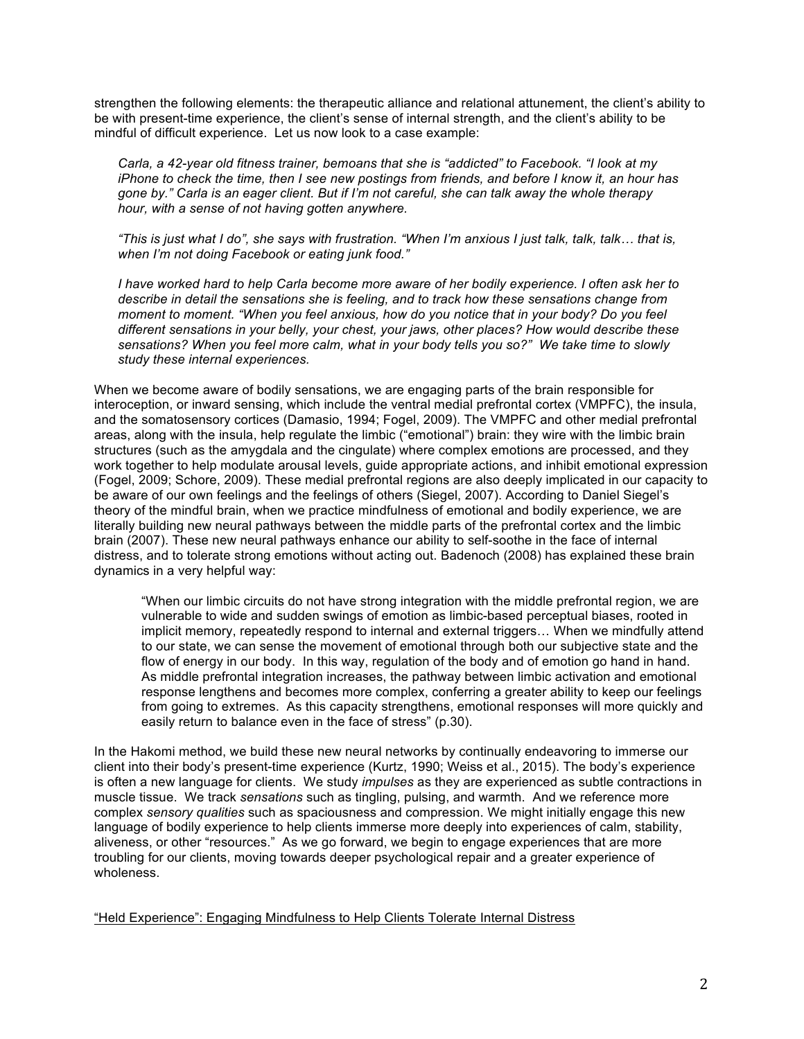strengthen the following elements: the therapeutic alliance and relational attunement, the client's ability to be with present-time experience, the client's sense of internal strength, and the client's ability to be mindful of difficult experience. Let us now look to a case example:

> *Carla, a 42-year old fitness trainer, bemoans that she is "addicted" to Facebook. "I look at my iPhone to check the time, then I see new postings from friends, and before I know it, an hour has gone by." Carla is an eager client. But if I'm not careful, she can talk away the whole therapy hour, with a sense of not having gotten anywhere.*
>
> *"This is just what I do", she says with frustration. "When I'm anxious I just talk, talk, talk… that is, when I'm not doing Facebook or eating junk food."*
>
> *I have worked hard to help Carla become more aware of her bodily experience. I often ask her to describe in detail the sensations she is feeling, and to track how these sensations change from moment to moment. "When you feel anxious, how do you notice that in your body? Do you feel different sensations in your belly, your chest, your jaws, other places? How would describe these sensations? When you feel more calm, what in your body tells you so?" We take time to slowly study these internal experiences.*

When we become aware of bodily sensations, we are engaging parts of the brain responsible for interoception, or inward sensing, which include the ventral medial prefrontal cortex (VMPFC), the insula, and the somatosensory cortices (Damasio, 1994; Fogel, 2009). The VMPFC and other medial prefrontal areas, along with the insula, help regulate the limbic ("emotional") brain: they wire with the limbic brain structures (such as the amygdala and the cingulate) where complex emotions are processed, and they work together to help modulate arousal levels, guide appropriate actions, and inhibit emotional expression (Fogel, 2009; Schore, 2009). These medial prefrontal regions are also deeply implicated in our capacity to be aware of our own feelings and the feelings of others (Siegel, 2007). According to Daniel Siegel's theory of the mindful brain, when we practice mindfulness of emotional and bodily experience, we are literally building new neural pathways between the middle parts of the prefrontal cortex and the limbic brain (2007). These new neural pathways enhance our ability to self-soothe in the face of internal distress, and to tolerate strong emotions without acting out. Badenoch (2008) has explained these brain dynamics in a very helpful way:

> "When our limbic circuits do not have strong integration with the middle prefrontal region, we are vulnerable to wide and sudden swings of emotion as limbic-based perceptual biases, rooted in implicit memory, repeatedly respond to internal and external triggers… When we mindfully attend to our state, we can sense the movement of emotional through both our subjective state and the flow of energy in our body. In this way, regulation of the body and of emotion go hand in hand. As middle prefrontal integration increases, the pathway between limbic activation and emotional response lengthens and becomes more complex, conferring a greater ability to keep our feelings from going to extremes. As this capacity strengthens, emotional responses will more quickly and easily return to balance even in the face of stress" (p.30).

In the Hakomi method, we build these new neural networks by continually endeavoring to immerse our client into their body's present-time experience (Kurtz, 1990; Weiss et al., 2015). The body's experience is often a new language for clients. We study *impulses* as they are experienced as subtle contractions in muscle tissue. We track *sensations* such as tingling, pulsing, and warmth. And we reference more complex *sensory qualities* such as spaciousness and compression. We might initially engage this new language of bodily experience to help clients immerse more deeply into experiences of calm, stability, aliveness, or other "resources." As we go forward, we begin to engage experiences that are more troubling for our clients, moving towards deeper psychological repair and a greater experience of wholeness.

<u>"Held Experience": Engaging Mindfulness to Help Clients Tolerate Internal Distress</u>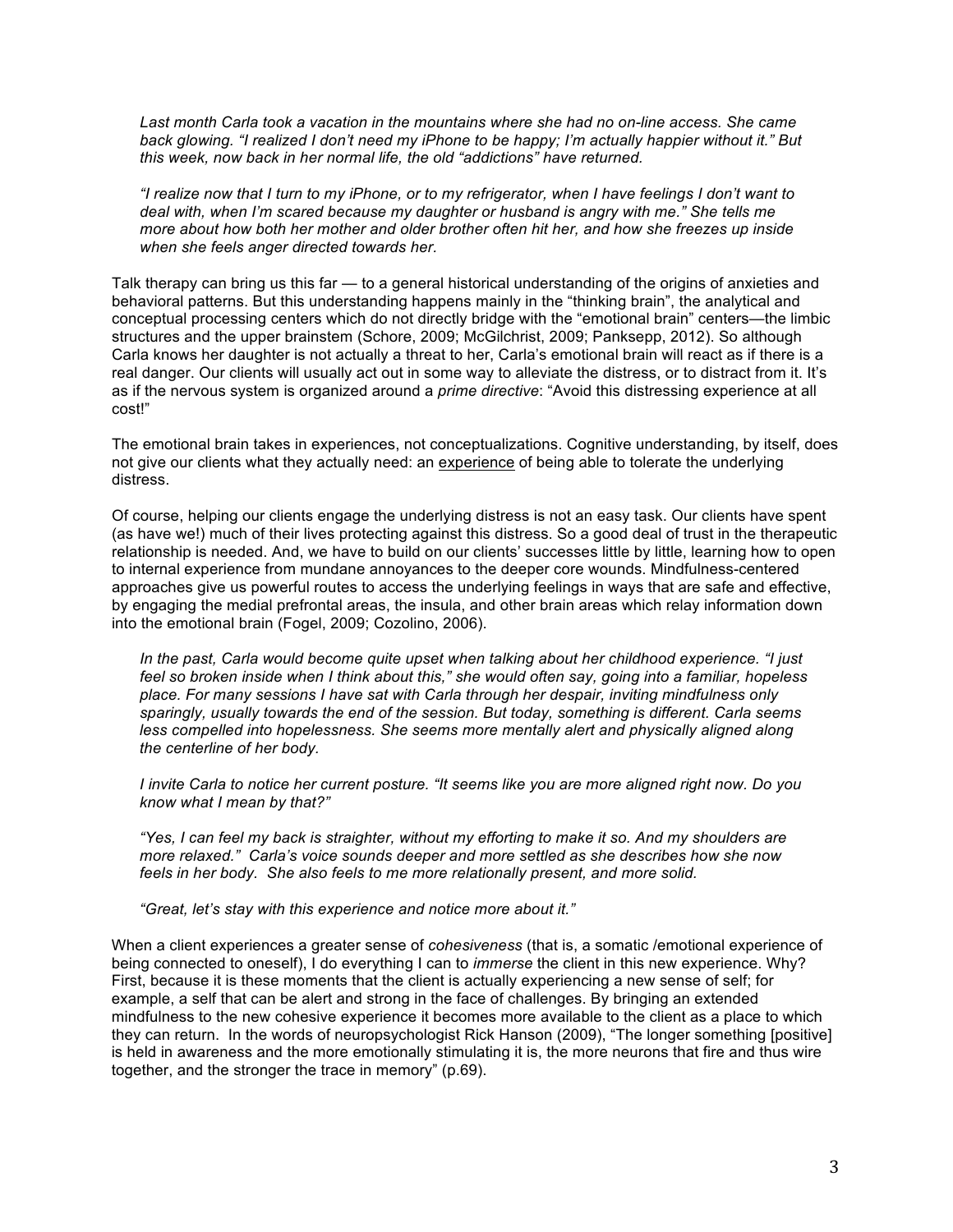*Last month Carla took a vacation in the mountains where she had no on-line access. She came back glowing. "I realized I don't need my iPhone to be happy; I'm actually happier without it." But this week, now back in her normal life, the old "addictions" have returned.*

*"I realize now that I turn to my iPhone, or to my refrigerator, when I have feelings I don't want to deal with, when I'm scared because my daughter or husband is angry with me." She tells me more about how both her mother and older brother often hit her, and how she freezes up inside when she feels anger directed towards her.*

Talk therapy can bring us this far — to a general historical understanding of the origins of anxieties and behavioral patterns. But this understanding happens mainly in the "thinking brain", the analytical and conceptual processing centers which do not directly bridge with the "emotional brain" centers—the limbic structures and the upper brainstem (Schore, 2009; McGilchrist, 2009; Panksepp, 2012). So although Carla knows her daughter is not actually a threat to her, Carla's emotional brain will react as if there is a real danger. Our clients will usually act out in some way to alleviate the distress, or to distract from it. It's as if the nervous system is organized around a *prime directive*: "Avoid this distressing experience at all cost!"

The emotional brain takes in experiences, not conceptualizations. Cognitive understanding, by itself, does not give our clients what they actually need: an <u>experience</u> of being able to tolerate the underlying distress.

Of course, helping our clients engage the underlying distress is not an easy task. Our clients have spent (as have we!) much of their lives protecting against this distress. So a good deal of trust in the therapeutic relationship is needed. And, we have to build on our clients' successes little by little, learning how to open to internal experience from mundane annoyances to the deeper core wounds. Mindfulness-centered approaches give us powerful routes to access the underlying feelings in ways that are safe and effective, by engaging the medial prefrontal areas, the insula, and other brain areas which relay information down into the emotional brain (Fogel, 2009; Cozolino, 2006).

*In the past, Carla would become quite upset when talking about her childhood experience. "I just feel so broken inside when I think about this," she would often say, going into a familiar, hopeless place. For many sessions I have sat with Carla through her despair, inviting mindfulness only sparingly, usually towards the end of the session. But today, something is different. Carla seems less compelled into hopelessness. She seems more mentally alert and physically aligned along the centerline of her body.*

*I invite Carla to notice her current posture. "It seems like you are more aligned right now. Do you know what I mean by that?"*

*"Yes, I can feel my back is straighter, without my efforting to make it so. And my shoulders are more relaxed." Carla's voice sounds deeper and more settled as she describes how she now feels in her body. She also feels to me more relationally present, and more solid.*

*"Great, let's stay with this experience and notice more about it."*

When a client experiences a greater sense of *cohesiveness* (that is, a somatic /emotional experience of being connected to oneself), I do everything I can to *immerse* the client in this new experience. Why? First, because it is these moments that the client is actually experiencing a new sense of self; for example, a self that can be alert and strong in the face of challenges. By bringing an extended mindfulness to the new cohesive experience it becomes more available to the client as a place to which they can return. In the words of neuropsychologist Rick Hanson (2009), "The longer something [positive] is held in awareness and the more emotionally stimulating it is, the more neurons that fire and thus wire together, and the stronger the trace in memory" (p.69).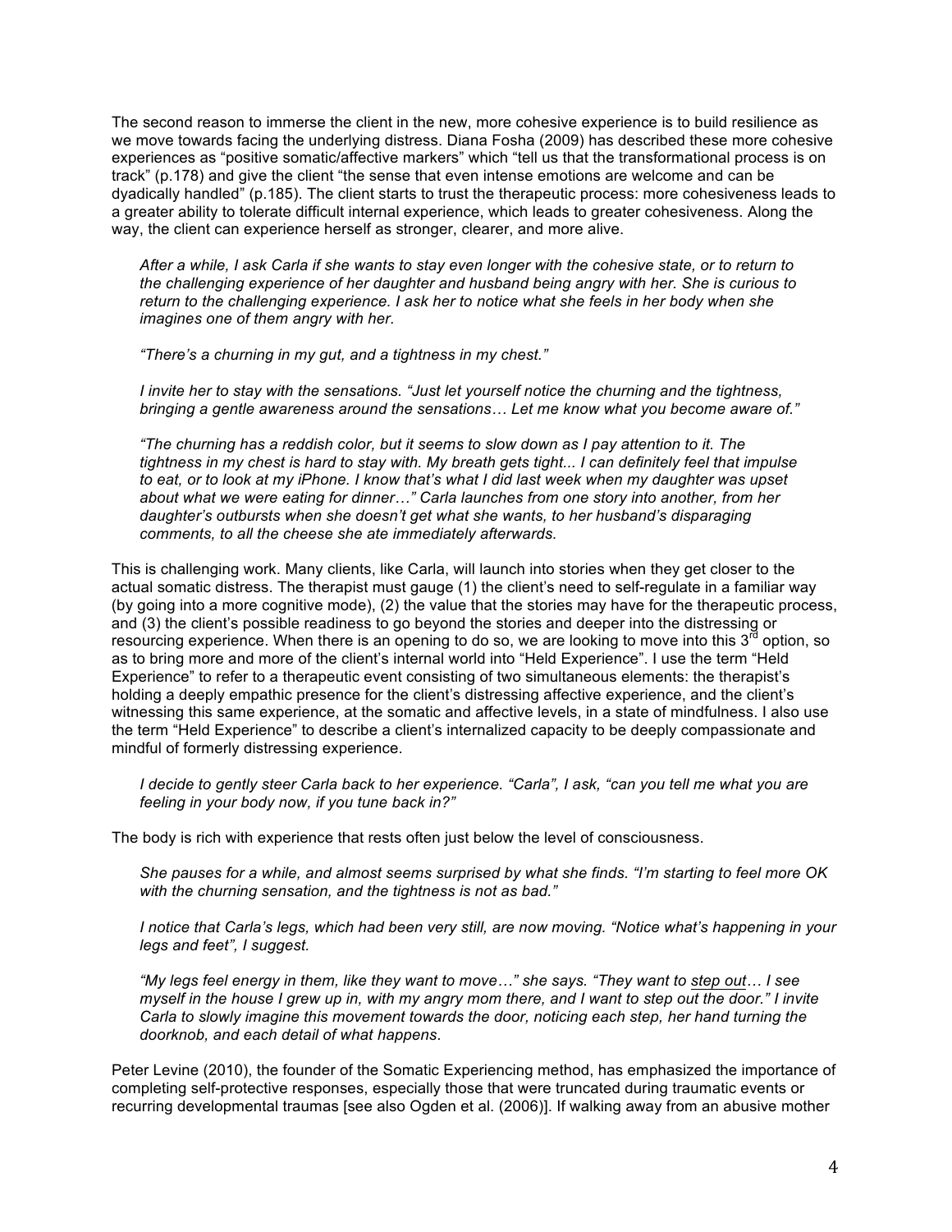The second reason to immerse the client in the new, more cohesive experience is to build resilience as we move towards facing the underlying distress. Diana Fosha (2009) has described these more cohesive experiences as "positive somatic/affective markers" which "tell us that the transformational process is on track" (p.178) and give the client "the sense that even intense emotions are welcome and can be dyadically handled" (p.185). The client starts to trust the therapeutic process: more cohesiveness leads to a greater ability to tolerate difficult internal experience, which leads to greater cohesiveness. Along the way, the client can experience herself as stronger, clearer, and more alive.

> *After a while, I ask Carla if she wants to stay even longer with the cohesive state, or to return to the challenging experience of her daughter and husband being angry with her. She is curious to return to the challenging experience. I ask her to notice what she feels in her body when she imagines one of them angry with her.*
>
> *"There's a churning in my gut, and a tightness in my chest."*
>
> *I invite her to stay with the sensations. "Just let yourself notice the churning and the tightness, bringing a gentle awareness around the sensations… Let me know what you become aware of."*
>
> *"The churning has a reddish color, but it seems to slow down as I pay attention to it. The tightness in my chest is hard to stay with. My breath gets tight... I can definitely feel that impulse to eat, or to look at my iPhone. I know that's what I did last week when my daughter was upset about what we were eating for dinner…" Carla launches from one story into another, from her daughter's outbursts when she doesn't get what she wants, to her husband's disparaging comments, to all the cheese she ate immediately afterwards.*

This is challenging work. Many clients, like Carla, will launch into stories when they get closer to the actual somatic distress. The therapist must gauge (1) the client's need to self-regulate in a familiar way (by going into a more cognitive mode), (2) the value that the stories may have for the therapeutic process, and (3) the client's possible readiness to go beyond the stories and deeper into the distressing or resourcing experience. When there is an opening to do so, we are looking to move into this 3rd option, so as to bring more and more of the client's internal world into "Held Experience". I use the term "Held Experience" to refer to a therapeutic event consisting of two simultaneous elements: the therapist's holding a deeply empathic presence for the client's distressing affective experience, and the client's witnessing this same experience, at the somatic and affective levels, in a state of mindfulness. I also use the term "Held Experience" to describe a client's internalized capacity to be deeply compassionate and mindful of formerly distressing experience.

> *I decide to gently steer Carla back to her experience. "Carla", I ask, "can you tell me what you are feeling in your body now, if you tune back in?"*

The body is rich with experience that rests often just below the level of consciousness.

> *She pauses for a while, and almost seems surprised by what she finds. "I'm starting to feel more OK with the churning sensation, and the tightness is not as bad."*
>
> *I notice that Carla's legs, which had been very still, are now moving. "Notice what's happening in your legs and feet", I suggest.*
>
> *"My legs feel energy in them, like they want to move…" she says. "They want to <u>step out</u>… I see myself in the house I grew up in, with my angry mom there, and I want to step out the door." I invite Carla to slowly imagine this movement towards the door, noticing each step, her hand turning the doorknob, and each detail of what happens.*

Peter Levine (2010), the founder of the Somatic Experiencing method, has emphasized the importance of completing self-protective responses, especially those that were truncated during traumatic events or recurring developmental traumas [see also Ogden et al. (2006)]. If walking away from an abusive mother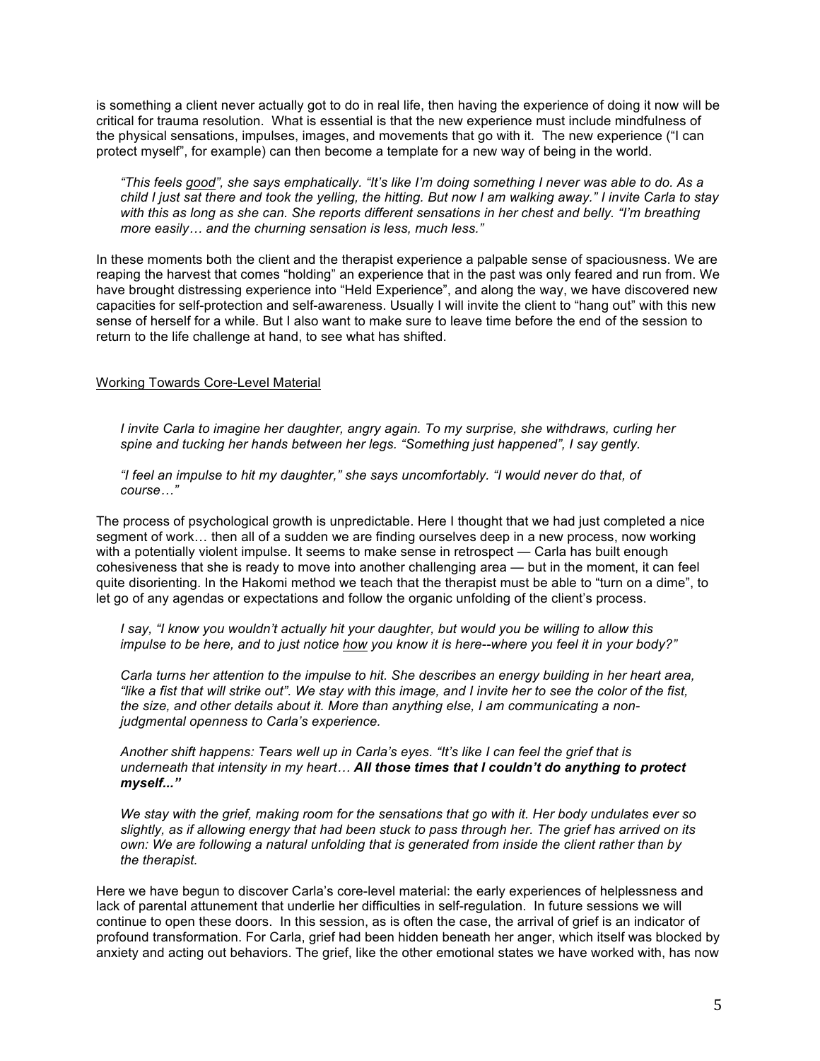is something a client never actually got to do in real life, then having the experience of doing it now will be critical for trauma resolution. What is essential is that the new experience must include mindfulness of the physical sensations, impulses, images, and movements that go with it. The new experience ("I can protect myself", for example) can then become a template for a new way of being in the world.

> *"This feels good", she says emphatically. "It's like I'm doing something I never was able to do. As a child I just sat there and took the yelling, the hitting. But now I am walking away." I invite Carla to stay with this as long as she can. She reports different sensations in her chest and belly. "I'm breathing more easily… and the churning sensation is less, much less."*

In these moments both the client and the therapist experience a palpable sense of spaciousness. We are reaping the harvest that comes "holding" an experience that in the past was only feared and run from. We have brought distressing experience into "Held Experience", and along the way, we have discovered new capacities for self-protection and self-awareness. Usually I will invite the client to "hang out" with this new sense of herself for a while. But I also want to make sure to leave time before the end of the session to return to the life challenge at hand, to see what has shifted.

## Working Towards Core-Level Material

> *I invite Carla to imagine her daughter, angry again. To my surprise, she withdraws, curling her spine and tucking her hands between her legs. "Something just happened", I say gently.*
>
> *"I feel an impulse to hit my daughter," she says uncomfortably. "I would never do that, of course…"*

The process of psychological growth is unpredictable. Here I thought that we had just completed a nice segment of work… then all of a sudden we are finding ourselves deep in a new process, now working with a potentially violent impulse. It seems to make sense in retrospect — Carla has built enough cohesiveness that she is ready to move into another challenging area — but in the moment, it can feel quite disorienting. In the Hakomi method we teach that the therapist must be able to "turn on a dime", to let go of any agendas or expectations and follow the organic unfolding of the client's process.

> *I say, "I know you wouldn't actually hit your daughter, but would you be willing to allow this impulse to be here, and to just notice how you know it is here--where you feel it in your body?"*
>
> *Carla turns her attention to the impulse to hit. She describes an energy building in her heart area, "like a fist that will strike out". We stay with this image, and I invite her to see the color of the fist, the size, and other details about it. More than anything else, I am communicating a non-judgmental openness to Carla's experience.*
>
> *Another shift happens: Tears well up in Carla's eyes. "It's like I can feel the grief that is underneath that intensity in my heart…* ***All those times that I couldn't do anything to protect myself..."***
>
> *We stay with the grief, making room for the sensations that go with it. Her body undulates ever so slightly, as if allowing energy that had been stuck to pass through her. The grief has arrived on its own: We are following a natural unfolding that is generated from inside the client rather than by the therapist.*

Here we have begun to discover Carla's core-level material: the early experiences of helplessness and lack of parental attunement that underlie her difficulties in self-regulation. In future sessions we will continue to open these doors. In this session, as is often the case, the arrival of grief is an indicator of profound transformation. For Carla, grief had been hidden beneath her anger, which itself was blocked by anxiety and acting out behaviors. The grief, like the other emotional states we have worked with, has now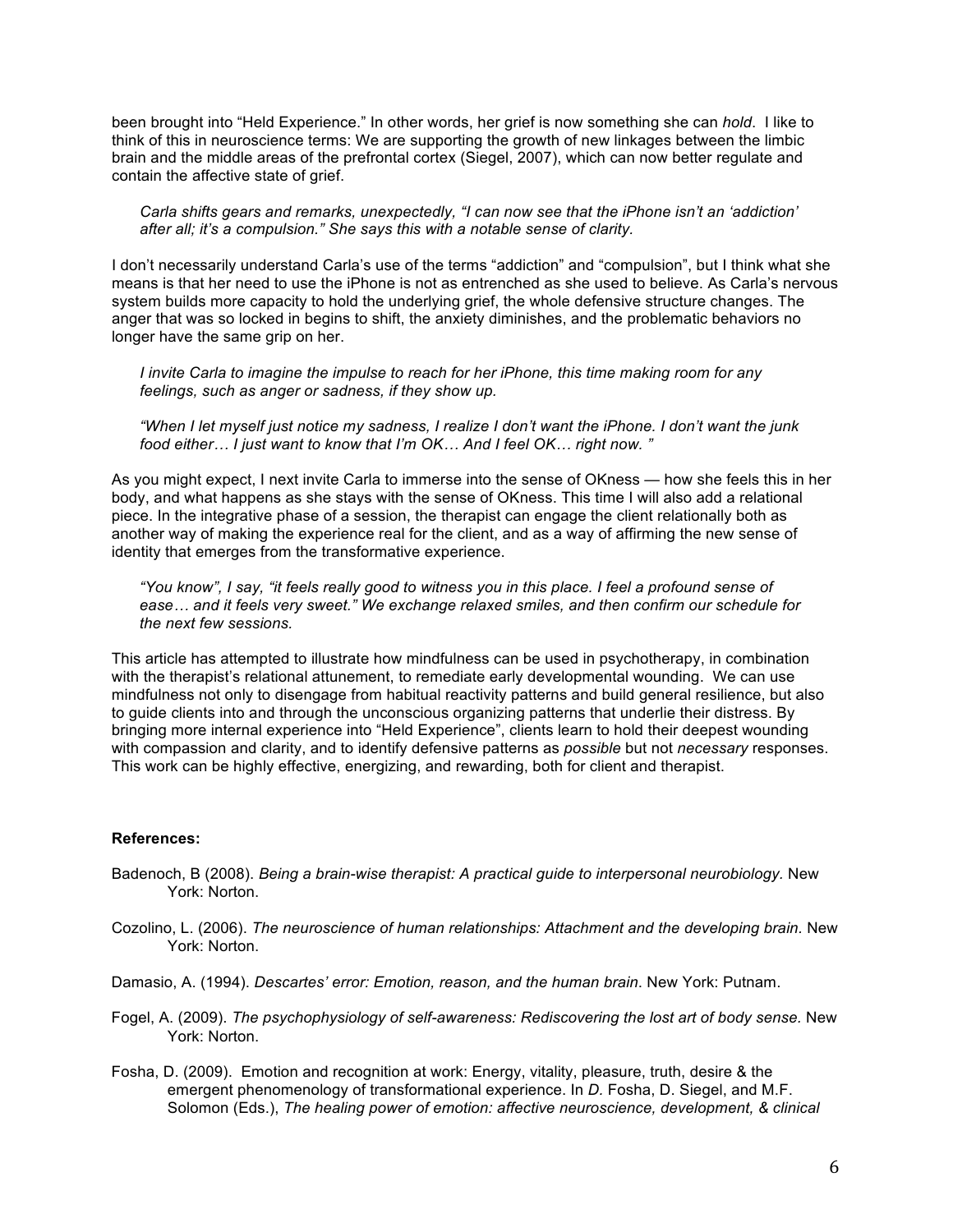been brought into "Held Experience." In other words, her grief is now something she can *hold*. I like to think of this in neuroscience terms: We are supporting the growth of new linkages between the limbic brain and the middle areas of the prefrontal cortex (Siegel, 2007), which can now better regulate and contain the affective state of grief.

> *Carla shifts gears and remarks, unexpectedly, "I can now see that the iPhone isn't an 'addiction' after all; it's a compulsion." She says this with a notable sense of clarity.*

I don't necessarily understand Carla's use of the terms "addiction" and "compulsion", but I think what she means is that her need to use the iPhone is not as entrenched as she used to believe. As Carla's nervous system builds more capacity to hold the underlying grief, the whole defensive structure changes. The anger that was so locked in begins to shift, the anxiety diminishes, and the problematic behaviors no longer have the same grip on her.

> *I invite Carla to imagine the impulse to reach for her iPhone, this time making room for any feelings, such as anger or sadness, if they show up.*
>
> *"When I let myself just notice my sadness, I realize I don't want the iPhone. I don't want the junk food either… I just want to know that I'm OK… And I feel OK… right now. "*

As you might expect, I next invite Carla to immerse into the sense of OKness — how she feels this in her body, and what happens as she stays with the sense of OKness. This time I will also add a relational piece. In the integrative phase of a session, the therapist can engage the client relationally both as another way of making the experience real for the client, and as a way of affirming the new sense of identity that emerges from the transformative experience.

> *"You know", I say, "it feels really good to witness you in this place. I feel a profound sense of ease… and it feels very sweet." We exchange relaxed smiles, and then confirm our schedule for the next few sessions.*

This article has attempted to illustrate how mindfulness can be used in psychotherapy, in combination with the therapist's relational attunement, to remediate early developmental wounding. We can use mindfulness not only to disengage from habitual reactivity patterns and build general resilience, but also to guide clients into and through the unconscious organizing patterns that underlie their distress. By bringing more internal experience into "Held Experience", clients learn to hold their deepest wounding with compassion and clarity, and to identify defensive patterns as *possible* but not *necessary* responses. This work can be highly effective, energizing, and rewarding, both for client and therapist.

**References:**

Badenoch, B (2008). *Being a brain-wise therapist: A practical guide to interpersonal neurobiology*. New York: Norton.

Cozolino, L. (2006). *The neuroscience of human relationships: Attachment and the developing brain*. New York: Norton.

Damasio, A. (1994). *Descartes' error: Emotion, reason, and the human brain*. New York: Putnam.

Fogel, A. (2009). *The psychophysiology of self-awareness: Rediscovering the lost art of body sense.* New York: Norton.

Fosha, D. (2009). Emotion and recognition at work: Energy, vitality, pleasure, truth, desire & the emergent phenomenology of transformational experience. In *D.* Fosha, D. Siegel, and M.F. Solomon (Eds.), *The healing power of emotion: affective neuroscience, development, & clinical*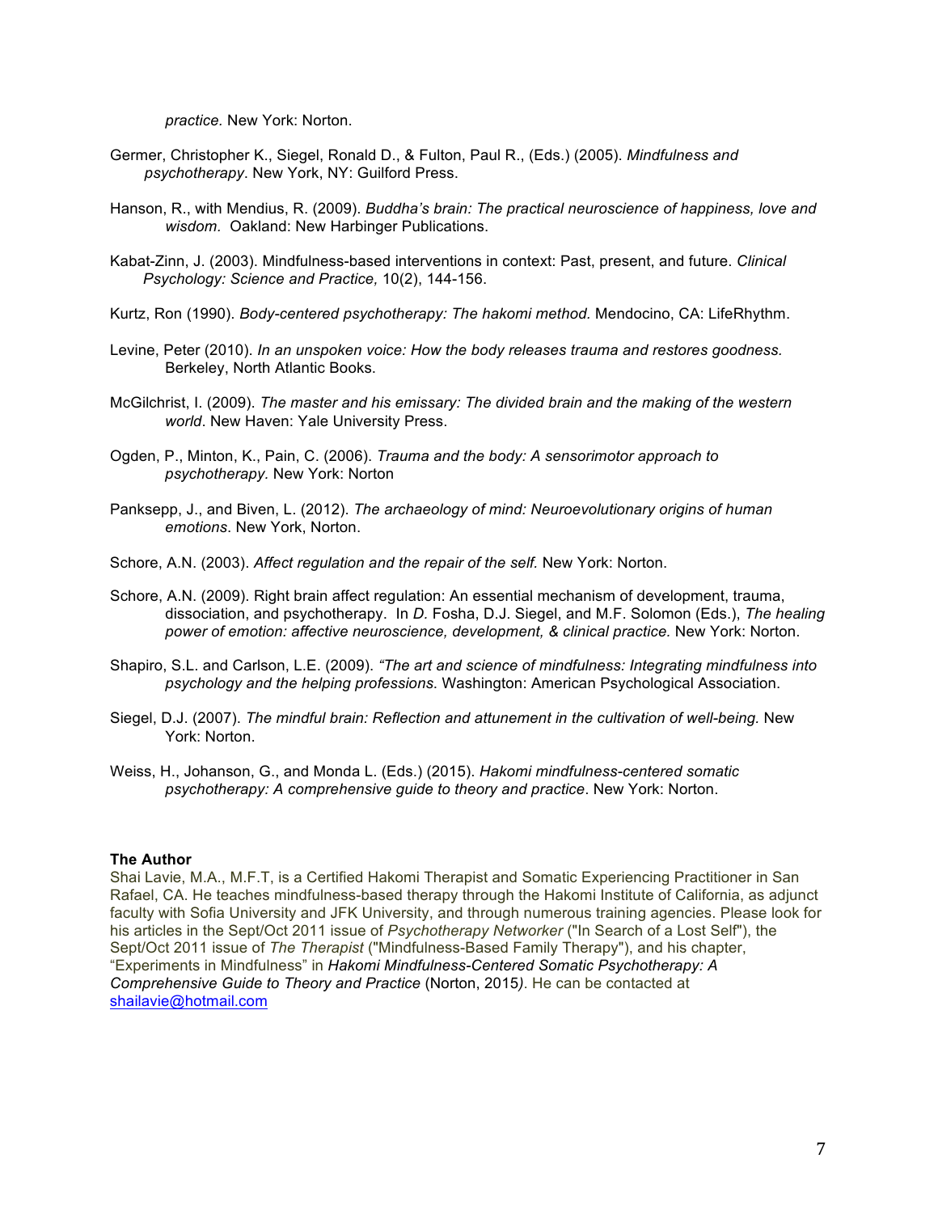*practice.* New York: Norton.

Germer, Christopher K., Siegel, Ronald D., & Fulton, Paul R., (Eds.) (2005). *Mindfulness and psychotherapy*. New York, NY: Guilford Press.

Hanson, R., with Mendius, R. (2009). *Buddha's brain: The practical neuroscience of happiness, love and wisdom.* Oakland: New Harbinger Publications.

Kabat-Zinn, J. (2003). Mindfulness-based interventions in context: Past, present, and future. *Clinical Psychology: Science and Practice,* 10(2), 144-156.

Kurtz, Ron (1990). *Body-centered psychotherapy: The hakomi method.* Mendocino, CA: LifeRhythm.

Levine, Peter (2010). *In an unspoken voice: How the body releases trauma and restores goodness.* Berkeley, North Atlantic Books.

McGilchrist, I. (2009). *The master and his emissary: The divided brain and the making of the western world*. New Haven: Yale University Press.

Ogden, P., Minton, K., Pain, C. (2006). *Trauma and the body: A sensorimotor approach to psychotherapy.* New York: Norton

Panksepp, J., and Biven, L. (2012). *The archaeology of mind: Neuroevolutionary origins of human emotions*. New York, Norton.

Schore, A.N. (2003). *Affect regulation and the repair of the self.* New York: Norton.

Schore, A.N. (2009). Right brain affect regulation: An essential mechanism of development, trauma, dissociation, and psychotherapy. In *D.* Fosha, D.J. Siegel, and M.F. Solomon (Eds.), *The healing power of emotion: affective neuroscience, development, & clinical practice.* New York: Norton.

Shapiro, S.L. and Carlson, L.E. (2009). *"The art and science of mindfulness: Integrating mindfulness into psychology and the helping professions*. Washington: American Psychological Association.

Siegel, D.J. (2007). *The mindful brain: Reflection and attunement in the cultivation of well-being.* New York: Norton.

Weiss, H., Johanson, G., and Monda L. (Eds.) (2015). *Hakomi mindfulness-centered somatic psychotherapy: A comprehensive guide to theory and practice*. New York: Norton.

**The Author**

Shai Lavie, M.A., M.F.T, is a Certified Hakomi Therapist and Somatic Experiencing Practitioner in San Rafael, CA. He teaches mindfulness-based therapy through the Hakomi Institute of California, as adjunct faculty with Sofia University and JFK University, and through numerous training agencies. Please look for his articles in the Sept/Oct 2011 issue of *Psychotherapy Networker* ("In Search of a Lost Self"), the Sept/Oct 2011 issue of *The Therapist* ("Mindfulness-Based Family Therapy"), and his chapter, "Experiments in Mindfulness" in *Hakomi Mindfulness-Centered Somatic Psychotherapy: A Comprehensive Guide to Theory and Practice* (Norton, 2015*)*. He can be contacted at shailavie@hotmail.com